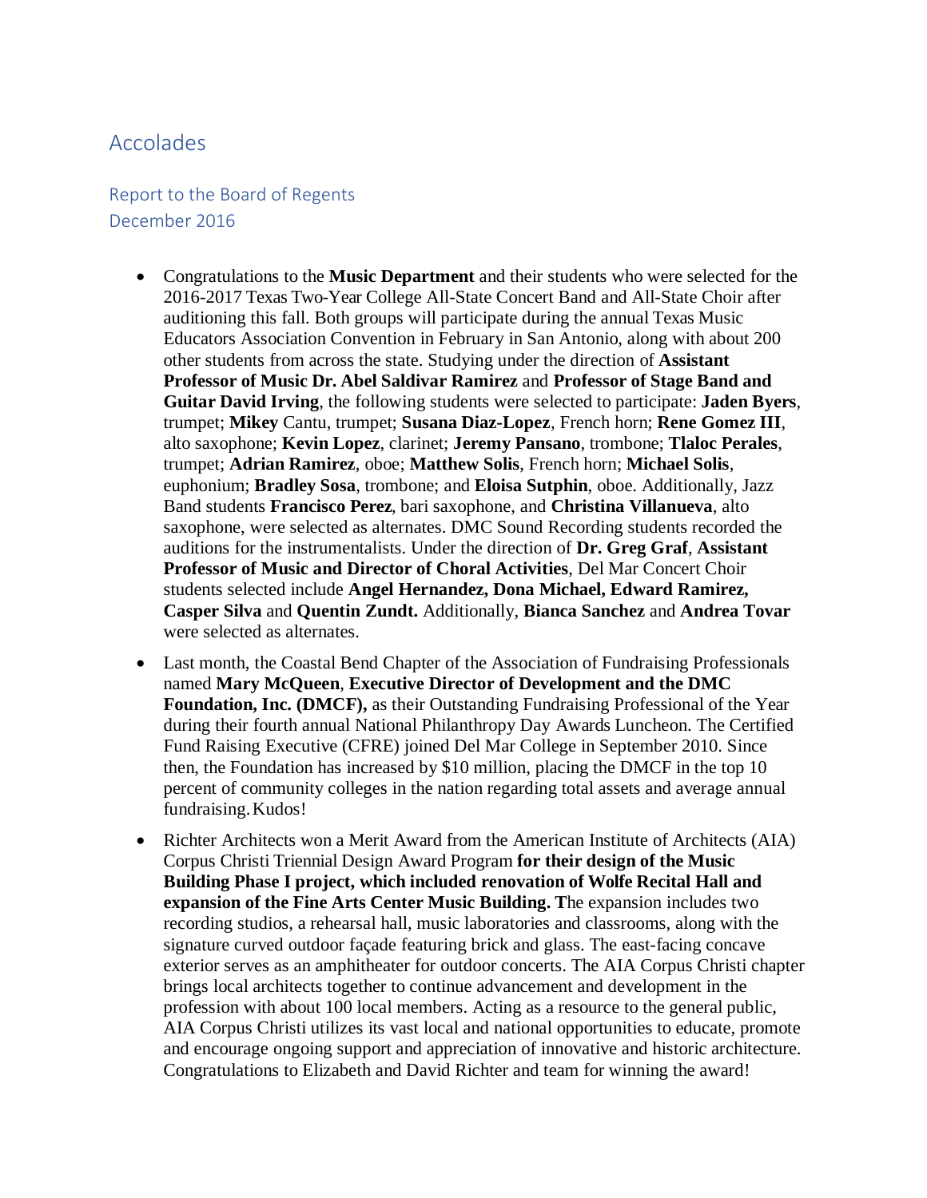# Accolades

## Report to the Board of Regents
## December 2016

- Congratulations to the **Music Department** and their students who were selected for the 2016-2017 Texas Two-Year College All-State Concert Band and All-State Choir after auditioning this fall. Both groups will participate during the annual Texas Music Educators Association Convention in February in San Antonio, along with about 200 other students from across the state. Studying under the direction of **Assistant Professor of Music Dr. Abel Saldivar Ramirez** and **Professor of Stage Band and Guitar David Irving**, the following students were selected to participate: **Jaden Byers**, trumpet; **Mikey** Cantu, trumpet; **Susana Diaz-Lopez**, French horn; **Rene Gomez III**, alto saxophone; **Kevin Lopez**, clarinet; **Jeremy Pansano**, trombone; **Tlaloc Perales**, trumpet; **Adrian Ramirez**, oboe; **Matthew Solis**, French horn; **Michael Solis**, euphonium; **Bradley Sosa**, trombone; and **Eloisa Sutphin**, oboe. Additionally, Jazz Band students **Francisco Perez**, bari saxophone, and **Christina Villanueva**, alto saxophone, were selected as alternates. DMC Sound Recording students recorded the auditions for the instrumentalists. Under the direction of **Dr. Greg Graf**, **Assistant Professor of Music and Director of Choral Activities**, Del Mar Concert Choir students selected include **Angel Hernandez, Dona Michael, Edward Ramirez, Casper Silva** and **Quentin Zundt.** Additionally, **Bianca Sanchez** and **Andrea Tovar** were selected as alternates.

- Last month, the Coastal Bend Chapter of the Association of Fundraising Professionals named **Mary McQueen**, **Executive Director of Development and the DMC Foundation, Inc. (DMCF),** as their Outstanding Fundraising Professional of the Year during their fourth annual National Philanthropy Day Awards Luncheon. The Certified Fund Raising Executive (CFRE) joined Del Mar College in September 2010. Since then, the Foundation has increased by $10 million, placing the DMCF in the top 10 percent of community colleges in the nation regarding total assets and average annual fundraising. Kudos!

- Richter Architects won a Merit Award from the American Institute of Architects (AIA) Corpus Christi Triennial Design Award Program **for their design of the Music Building Phase I project, which included renovation of Wolfe Recital Hall and expansion of the Fine Arts Center Music Building. T**he expansion includes two recording studios, a rehearsal hall, music laboratories and classrooms, along with the signature curved outdoor façade featuring brick and glass. The east-facing concave exterior serves as an amphitheater for outdoor concerts. The AIA Corpus Christi chapter brings local architects together to continue advancement and development in the profession with about 100 local members. Acting as a resource to the general public, AIA Corpus Christi utilizes its vast local and national opportunities to educate, promote and encourage ongoing support and appreciation of innovative and historic architecture. Congratulations to Elizabeth and David Richter and team for winning the award!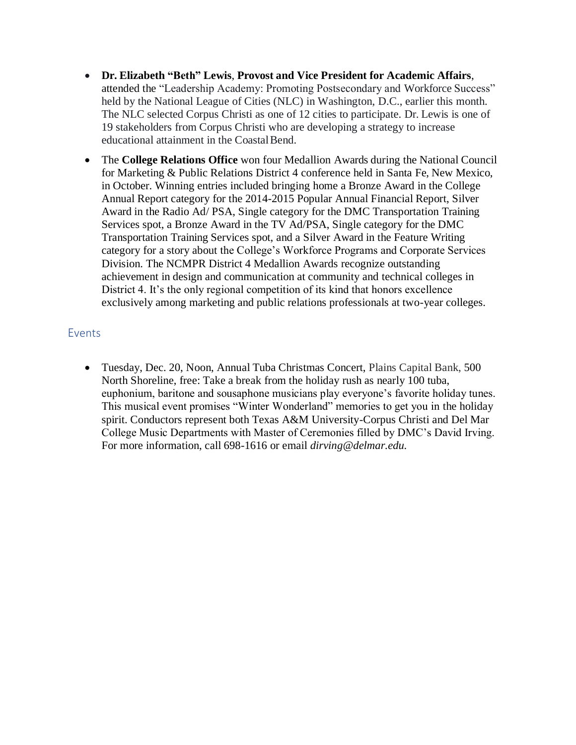- **Dr. Elizabeth "Beth" Lewis**, **Provost and Vice President for Academic Affairs**, attended the "Leadership Academy: Promoting Postsecondary and Workforce Success" held by the National League of Cities (NLC) in Washington, D.C., earlier this month. The NLC selected Corpus Christi as one of 12 cities to participate. Dr. Lewis is one of 19 stakeholders from Corpus Christi who are developing a strategy to increase educational attainment in the Coastal Bend.
- The **College Relations Office** won four Medallion Awards during the National Council for Marketing & Public Relations District 4 conference held in Santa Fe, New Mexico, in October. Winning entries included bringing home a Bronze Award in the College Annual Report category for the 2014-2015 Popular Annual Financial Report, Silver Award in the Radio Ad/ PSA, Single category for the DMC Transportation Training Services spot, a Bronze Award in the TV Ad/PSA, Single category for the DMC Transportation Training Services spot, and a Silver Award in the Feature Writing category for a story about the College's Workforce Programs and Corporate Services Division. The NCMPR District 4 Medallion Awards recognize outstanding achievement in design and communication at community and technical colleges in District 4. It's the only regional competition of its kind that honors excellence exclusively among marketing and public relations professionals at two-year colleges.

## Events

- Tuesday, Dec. 20, Noon, Annual Tuba Christmas Concert, Plains Capital Bank, 500 North Shoreline, free: Take a break from the holiday rush as nearly 100 tuba, euphonium, baritone and sousaphone musicians play everyone's favorite holiday tunes. This musical event promises "Winter Wonderland" memories to get you in the holiday spirit. Conductors represent both Texas A&M University-Corpus Christi and Del Mar College Music Departments with Master of Ceremonies filled by DMC's David Irving. For more information, call 698-1616 or email *dirving@delmar.edu.*